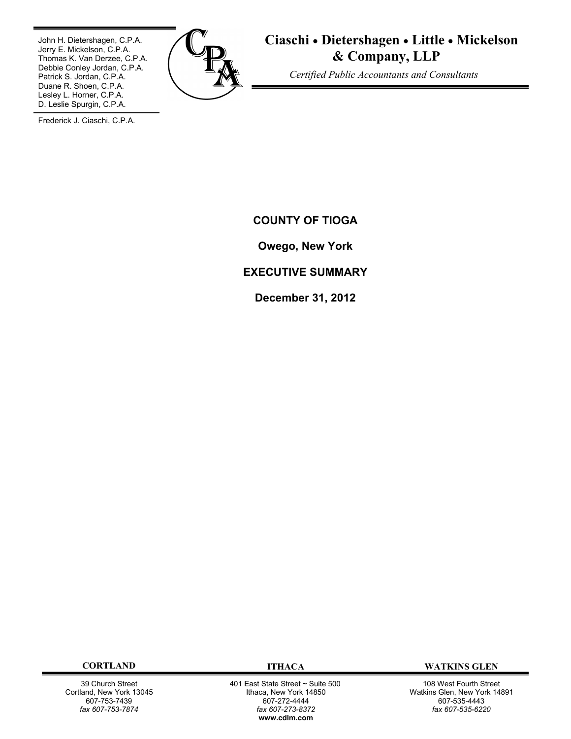John H. Dietershagen, C.P.A.
Jerry E. Mickelson, C.P.A.
Thomas K. Van Derzee, C.P.A.
Debbie Conley Jordan, C.P.A.
Patrick S. Jordan, C.P.A.
Duane R. Shoen, C.P.A.
Lesley L. Horner, C.P.A.
D. Leslie Spurgin, C.P.A.

Frederick J. Ciaschi, C.P.A.

**Ciaschi • Dietershagen • Little • Mickelson & Company, LLP**

*Certified Public Accountants and Consultants*

# COUNTY OF TIOGA

## Owego, New York

## EXECUTIVE SUMMARY

## December 31, 2012

| CORTLAND | ITHACA | WATKINS GLEN |
|---|---|---|
| 39 Church Street | 401 East State Street ~ Suite 500 | 108 West Fourth Street |
| Cortland, New York 13045 | Ithaca, New York 14850 | Watkins Glen, New York 14891 |
| 607-753-7439 | 607-272-4444 | 607-535-4443 |
| *fax 607-753-7874* | *fax 607-273-8372* | *fax 607-535-6220* |
| | **www.cdlm.com** | |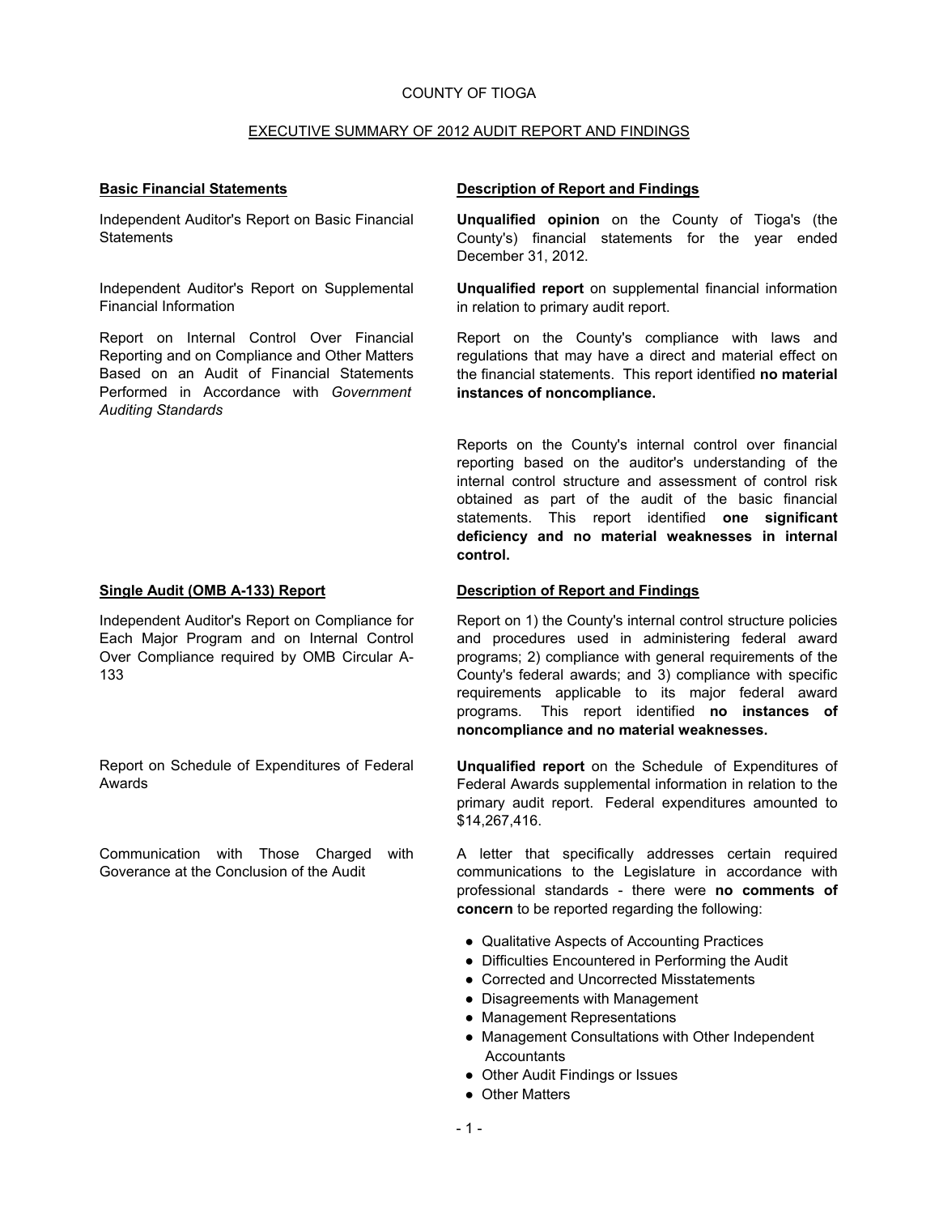COUNTY OF TIOGA

EXECUTIVE SUMMARY OF 2012 AUDIT REPORT AND FINDINGS

| **Basic Financial Statements** | **Description of Report and Findings** |
| --- | --- |
| Independent Auditor's Report on Basic Financial Statements | **Unqualified opinion** on the County of Tioga's (the County's) financial statements for the year ended December 31, 2012. |
| Independent Auditor's Report on Supplemental Financial Information | **Unqualified report** on supplemental financial information in relation to primary audit report. |
| Report on Internal Control Over Financial Reporting and on Compliance and Other Matters Based on an Audit of Financial Statements Performed in Accordance with *Government Auditing Standards* | Report on the County's compliance with laws and regulations that may have a direct and material effect on the financial statements. This report identified **no material instances of noncompliance.** |
| | Reports on the County's internal control over financial reporting based on the auditor's understanding of the internal control structure and assessment of control risk obtained as part of the audit of the basic financial statements. This report identified **one significant deficiency and no material weaknesses in internal control.** |

| **Single Audit (OMB A-133) Report** | **Description of Report and Findings** |
| --- | --- |
| Independent Auditor's Report on Compliance for Each Major Program and on Internal Control Over Compliance required by OMB Circular A-133 | Report on 1) the County's internal control structure policies and procedures used in administering federal award programs; 2) compliance with general requirements of the County's federal awards; and 3) compliance with specific requirements applicable to its major federal award programs. This report identified **no instances of noncompliance and no material weaknesses.** |
| Report on Schedule of Expenditures of Federal Awards | **Unqualified report** on the Schedule of Expenditures of Federal Awards supplemental information in relation to the primary audit report. Federal expenditures amounted to $14,267,416. |
| Communication with Those Charged with Goverance at the Conclusion of the Audit | A letter that specifically addresses certain required communications to the Legislature in accordance with professional standards - there were **no comments of concern** to be reported regarding the following: |

- Qualitative Aspects of Accounting Practices
- Difficulties Encountered in Performing the Audit
- Corrected and Uncorrected Misstatements
- Disagreements with Management
- Management Representations
- Management Consultations with Other Independent Accountants
- Other Audit Findings or Issues
- Other Matters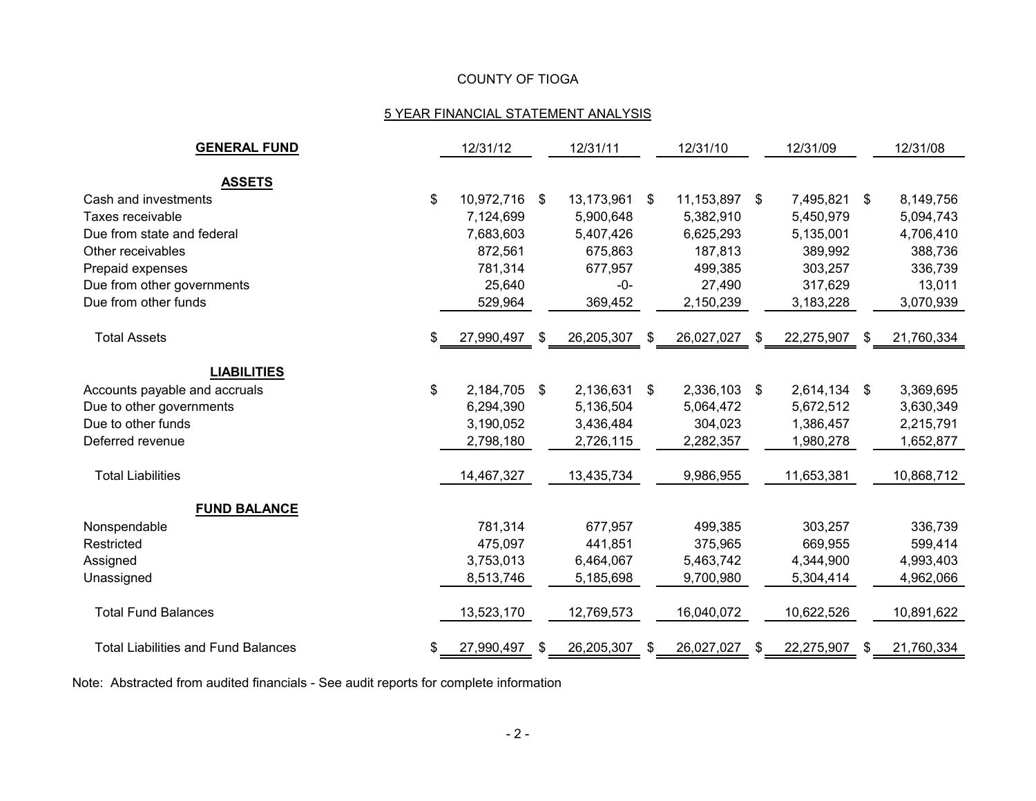# COUNTY OF TIOGA

## 5 YEAR FINANCIAL STATEMENT ANALYSIS

| GENERAL FUND | 12/31/12 | 12/31/11 | 12/31/10 | 12/31/09 | 12/31/08 |
|---|---|---|---|---|---|
| **ASSETS** | | | | | |
| Cash and investments | $ 10,972,716 | $ 13,173,961 | $ 11,153,897 | $ 7,495,821 | $ 8,149,756 |
| Taxes receivable | 7,124,699 | 5,900,648 | 5,382,910 | 5,450,979 | 5,094,743 |
| Due from state and federal | 7,683,603 | 5,407,426 | 6,625,293 | 5,135,001 | 4,706,410 |
| Other receivables | 872,561 | 675,863 | 187,813 | 389,992 | 388,736 |
| Prepaid expenses | 781,314 | 677,957 | 499,385 | 303,257 | 336,739 |
| Due from other governments | 25,640 | -0- | 27,490 | 317,629 | 13,011 |
| Due from other funds | 529,964 | 369,452 | 2,150,239 | 3,183,228 | 3,070,939 |
| Total Assets | $ 27,990,497 | $ 26,205,307 | $ 26,027,027 | $ 22,275,907 | $ 21,760,334 |
| **LIABILITIES** | | | | | |
| Accounts payable and accruals | $ 2,184,705 | $ 2,136,631 | $ 2,336,103 | $ 2,614,134 | $ 3,369,695 |
| Due to other governments | 6,294,390 | 5,136,504 | 5,064,472 | 5,672,512 | 3,630,349 |
| Due to other funds | 3,190,052 | 3,436,484 | 304,023 | 1,386,457 | 2,215,791 |
| Deferred revenue | 2,798,180 | 2,726,115 | 2,282,357 | 1,980,278 | 1,652,877 |
| Total Liabilities | 14,467,327 | 13,435,734 | 9,986,955 | 11,653,381 | 10,868,712 |
| **FUND BALANCE** | | | | | |
| Nonspendable | 781,314 | 677,957 | 499,385 | 303,257 | 336,739 |
| Restricted | 475,097 | 441,851 | 375,965 | 669,955 | 599,414 |
| Assigned | 3,753,013 | 6,464,067 | 5,463,742 | 4,344,900 | 4,993,403 |
| Unassigned | 8,513,746 | 5,185,698 | 9,700,980 | 5,304,414 | 4,962,066 |
| Total Fund Balances | 13,523,170 | 12,769,573 | 16,040,072 | 10,622,526 | 10,891,622 |
| Total Liabilities and Fund Balances | $ 27,990,497 | $ 26,205,307 | $ 26,027,027 | $ 22,275,907 | $ 21,760,334 |

Note: Abstracted from audited financials - See audit reports for complete information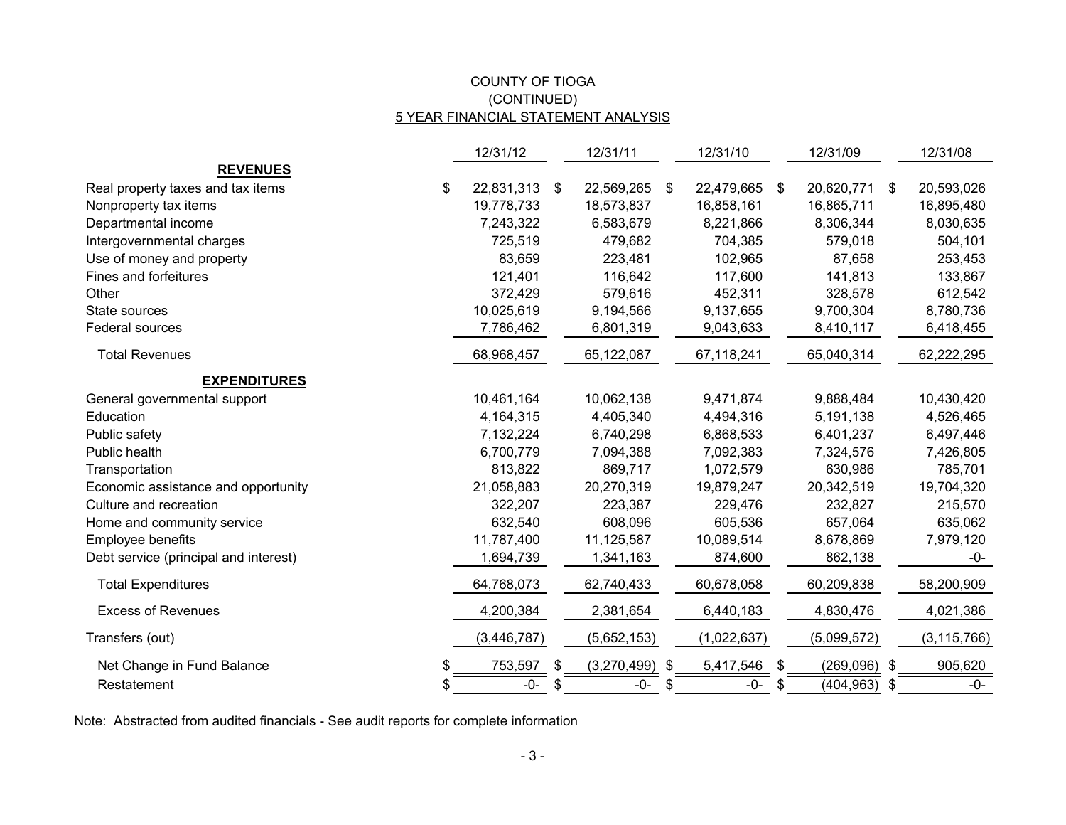# COUNTY OF TIOGA
## (CONTINUED)
## 5 YEAR FINANCIAL STATEMENT ANALYSIS

| | 12/31/12 | 12/31/11 | 12/31/10 | 12/31/09 | 12/31/08 |
|---|---|---|---|---|---|
| **REVENUES** | | | | | |
| Real property taxes and tax items | $ 22,831,313 | $ 22,569,265 | $ 22,479,665 | $ 20,620,771 | $ 20,593,026 |
| Nonproperty tax items | 19,778,733 | 18,573,837 | 16,858,161 | 16,865,711 | 16,895,480 |
| Departmental income | 7,243,322 | 6,583,679 | 8,221,866 | 8,306,344 | 8,030,635 |
| Intergovernmental charges | 725,519 | 479,682 | 704,385 | 579,018 | 504,101 |
| Use of money and property | 83,659 | 223,481 | 102,965 | 87,658 | 253,453 |
| Fines and forfeitures | 121,401 | 116,642 | 117,600 | 141,813 | 133,867 |
| Other | 372,429 | 579,616 | 452,311 | 328,578 | 612,542 |
| State sources | 10,025,619 | 9,194,566 | 9,137,655 | 9,700,304 | 8,780,736 |
| Federal sources | 7,786,462 | 6,801,319 | 9,043,633 | 8,410,117 | 6,418,455 |
| Total Revenues | 68,968,457 | 65,122,087 | 67,118,241 | 65,040,314 | 62,222,295 |
| **EXPENDITURES** | | | | | |
| General governmental support | 10,461,164 | 10,062,138 | 9,471,874 | 9,888,484 | 10,430,420 |
| Education | 4,164,315 | 4,405,340 | 4,494,316 | 5,191,138 | 4,526,465 |
| Public safety | 7,132,224 | 6,740,298 | 6,868,533 | 6,401,237 | 6,497,446 |
| Public health | 6,700,779 | 7,094,388 | 7,092,383 | 7,324,576 | 7,426,805 |
| Transportation | 813,822 | 869,717 | 1,072,579 | 630,986 | 785,701 |
| Economic assistance and opportunity | 21,058,883 | 20,270,319 | 19,879,247 | 20,342,519 | 19,704,320 |
| Culture and recreation | 322,207 | 223,387 | 229,476 | 232,827 | 215,570 |
| Home and community service | 632,540 | 608,096 | 605,536 | 657,064 | 635,062 |
| Employee benefits | 11,787,400 | 11,125,587 | 10,089,514 | 8,678,869 | 7,979,120 |
| Debt service (principal and interest) | 1,694,739 | 1,341,163 | 874,600 | 862,138 | -0- |
| Total Expenditures | 64,768,073 | 62,740,433 | 60,678,058 | 60,209,838 | 58,200,909 |
| Excess of Revenues | 4,200,384 | 2,381,654 | 6,440,183 | 4,830,476 | 4,021,386 |
| Transfers (out) | (3,446,787) | (5,652,153) | (1,022,637) | (5,099,572) | (3,115,766) |
| Net Change in Fund Balance | $ 753,597 | $ (3,270,499) | $ 5,417,546 | $ (269,096) | $ 905,620 |
| Restatement | $ -0- | $ -0- | $ -0- | $ (404,963) | $ -0- |

Note: Abstracted from audited financials - See audit reports for complete information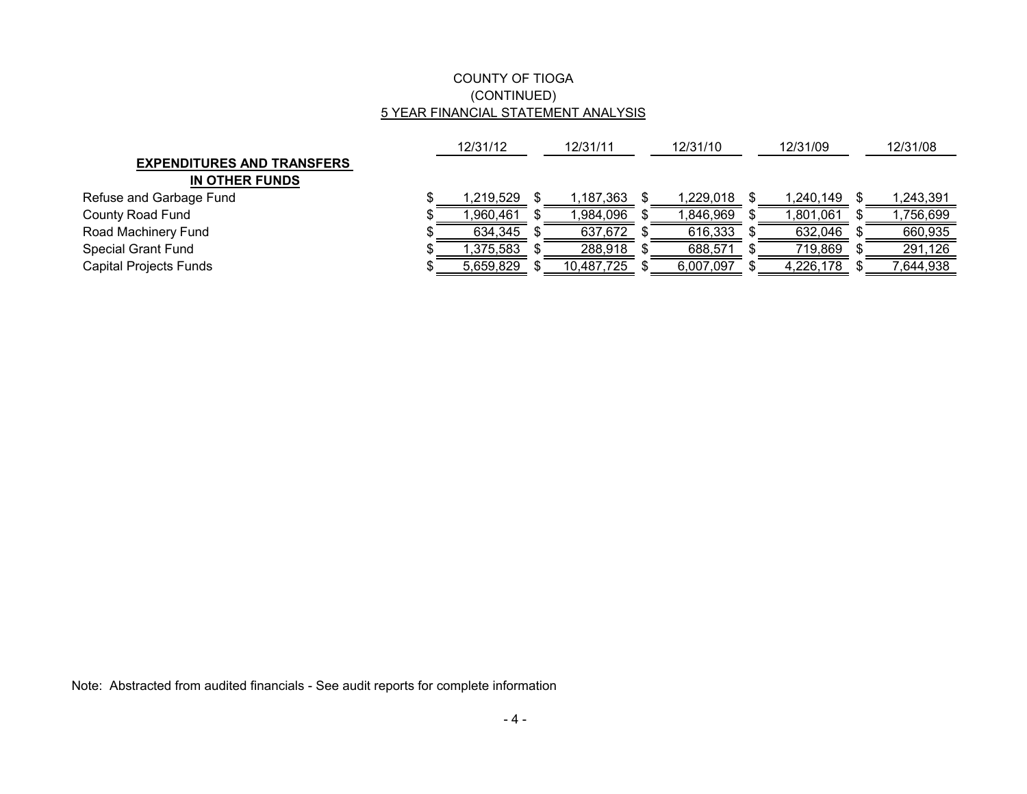# COUNTY OF TIOGA
## (CONTINUED)
## 5 YEAR FINANCIAL STATEMENT ANALYSIS

| | 12/31/12 | 12/31/11 | 12/31/10 | 12/31/09 | 12/31/08 |
|---|---|---|---|---|---|
| **EXPENDITURES AND TRANSFERS IN OTHER FUNDS** | | | | | |
| Refuse and Garbage Fund | $ 1,219,529 | $ 1,187,363 | $ 1,229,018 | $ 1,240,149 | $ 1,243,391 |
| County Road Fund | $ 1,960,461 | $ 1,984,096 | $ 1,846,969 | $ 1,801,061 | $ 1,756,699 |
| Road Machinery Fund | $ 634,345 | $ 637,672 | $ 616,333 | $ 632,046 | $ 660,935 |
| Special Grant Fund | $ 1,375,583 | $ 288,918 | $ 688,571 | $ 719,869 | $ 291,126 |
| Capital Projects Funds | $ 5,659,829 | $ 10,487,725 | $ 6,007,097 | $ 4,226,178 | $ 7,644,938 |

Note: Abstracted from audited financials - See audit reports for complete information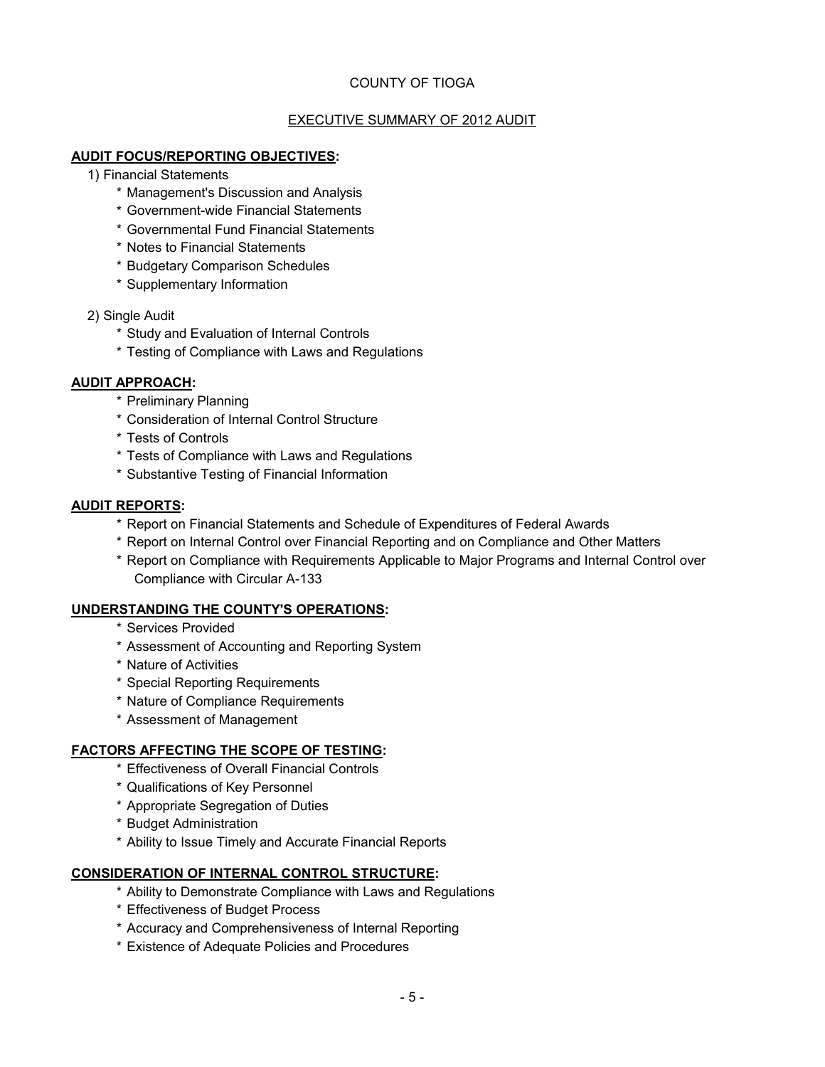COUNTY OF TIOGA

EXECUTIVE SUMMARY OF 2012 AUDIT

**AUDIT FOCUS/REPORTING OBJECTIVES:**

1) Financial Statements
   * Management's Discussion and Analysis
   * Government-wide Financial Statements
   * Governmental Fund Financial Statements
   * Notes to Financial Statements
   * Budgetary Comparison Schedules
   * Supplementary Information

2) Single Audit
   * Study and Evaluation of Internal Controls
   * Testing of Compliance with Laws and Regulations

**AUDIT APPROACH:**

* Preliminary Planning
* Consideration of Internal Control Structure
* Tests of Controls
* Tests of Compliance with Laws and Regulations
* Substantive Testing of Financial Information

**AUDIT REPORTS:**

* Report on Financial Statements and Schedule of Expenditures of Federal Awards
* Report on Internal Control over Financial Reporting and on Compliance and Other Matters
* Report on Compliance with Requirements Applicable to Major Programs and Internal Control over Compliance with Circular A-133

**UNDERSTANDING THE COUNTY'S OPERATIONS:**

* Services Provided
* Assessment of Accounting and Reporting System
* Nature of Activities
* Special Reporting Requirements
* Nature of Compliance Requirements
* Assessment of Management

**FACTORS AFFECTING THE SCOPE OF TESTING:**

* Effectiveness of Overall Financial Controls
* Qualifications of Key Personnel
* Appropriate Segregation of Duties
* Budget Administration
* Ability to Issue Timely and Accurate Financial Reports

**CONSIDERATION OF INTERNAL CONTROL STRUCTURE:**

* Ability to Demonstrate Compliance with Laws and Regulations
* Effectiveness of Budget Process
* Accuracy and Comprehensiveness of Internal Reporting
* Existence of Adequate Policies and Procedures